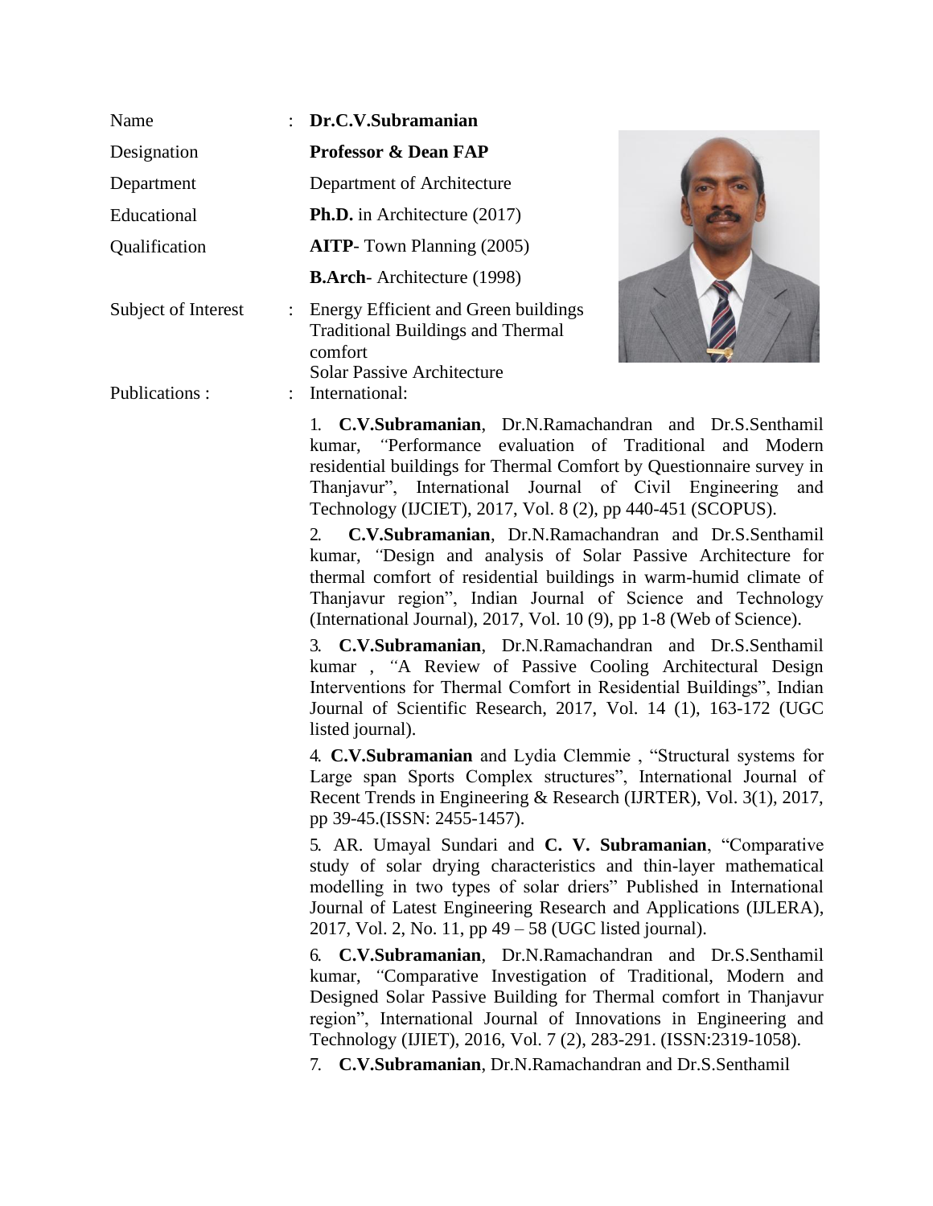| | | |
|---|---|---|
| Name | : | **Dr.C.V.Subramanian** |
| Designation | | **Professor & Dean FAP** |
| Department | | Department of Architecture |
| Educational Qualification | | **Ph.D.** in Architecture (2017) |
| | | **AITP**- Town Planning (2005) |
| | | **B.Arch**- Architecture (1998) |
| Subject of Interest | : | Energy Efficient and Green buildings<br>Traditional Buildings and Thermal comfort<br>Solar Passive Architecture |
| Publications : | : | International: |

1. **C.V.Subramanian**, Dr.N.Ramachandran and Dr.S.Senthamil kumar, "Performance evaluation of Traditional and Modern residential buildings for Thermal Comfort by Questionnaire survey in Thanjavur", International Journal of Civil Engineering and Technology (IJCIET), 2017, Vol. 8 (2), pp 440-451 (SCOPUS).

2. **C.V.Subramanian**, Dr.N.Ramachandran and Dr.S.Senthamil kumar, "Design and analysis of Solar Passive Architecture for thermal comfort of residential buildings in warm-humid climate of Thanjavur region", Indian Journal of Science and Technology (International Journal), 2017, Vol. 10 (9), pp 1-8 (Web of Science).

3. **C.V.Subramanian**, Dr.N.Ramachandran and Dr.S.Senthamil kumar , "A Review of Passive Cooling Architectural Design Interventions for Thermal Comfort in Residential Buildings", Indian Journal of Scientific Research, 2017, Vol. 14 (1), 163-172 (UGC listed journal).

4. **C.V.Subramanian** and Lydia Clemmie , "Structural systems for Large span Sports Complex structures", International Journal of Recent Trends in Engineering & Research (IJRTER), Vol. 3(1), 2017, pp 39-45.(ISSN: 2455-1457).

5. AR. Umayal Sundari and **C. V. Subramanian**, "Comparative study of solar drying characteristics and thin-layer mathematical modelling in two types of solar driers" Published in International Journal of Latest Engineering Research and Applications (IJLERA), 2017, Vol. 2, No. 11, pp 49 – 58 (UGC listed journal).

6. **C.V.Subramanian**, Dr.N.Ramachandran and Dr.S.Senthamil kumar, "Comparative Investigation of Traditional, Modern and Designed Solar Passive Building for Thermal comfort in Thanjavur region", International Journal of Innovations in Engineering and Technology (IJIET), 2016, Vol. 7 (2), 283-291. (ISSN:2319-1058).

7. **C.V.Subramanian**, Dr.N.Ramachandran and Dr.S.Senthamil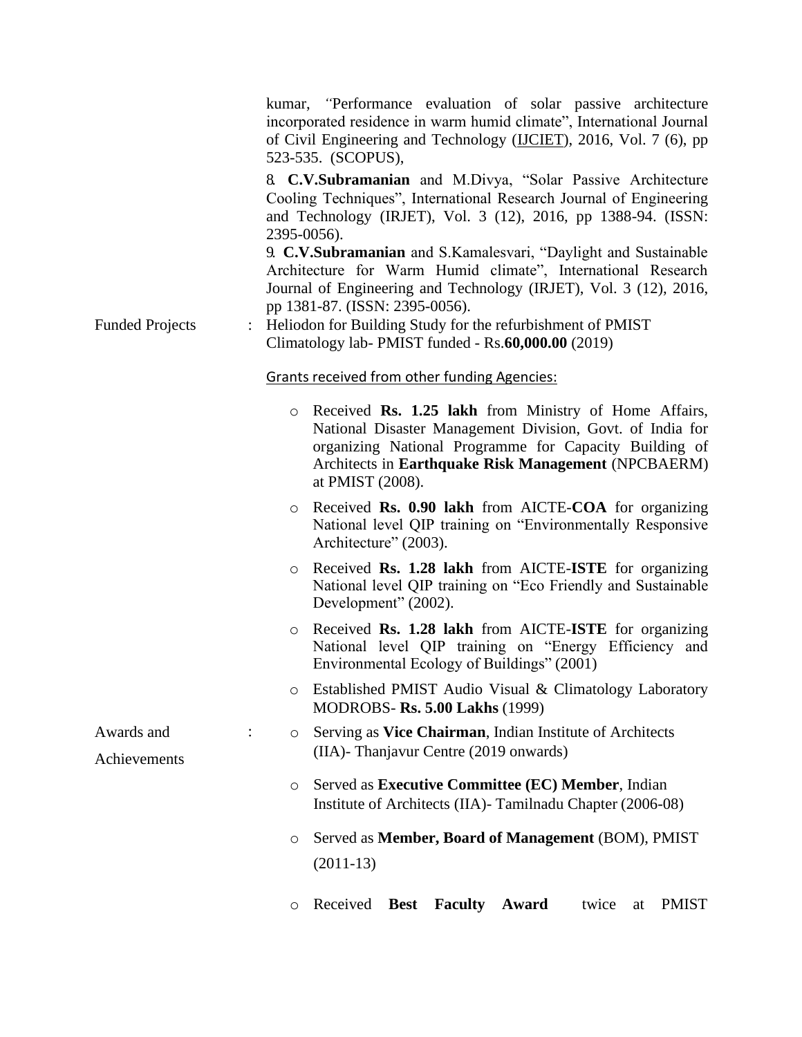kumar, "Performance evaluation of solar passive architecture incorporated residence in warm humid climate", International Journal of Civil Engineering and Technology (IJCIET), 2016, Vol. 7 (6), pp 523-535. (SCOPUS),

8. **C.V.Subramanian** and M.Divya, "Solar Passive Architecture Cooling Techniques", International Research Journal of Engineering and Technology (IRJET), Vol. 3 (12), 2016, pp 1388-94. (ISSN: 2395-0056).

9. **C.V.Subramanian** and S.Kamalesvari, "Daylight and Sustainable Architecture for Warm Humid climate", International Research Journal of Engineering and Technology (IRJET), Vol. 3 (12), 2016, pp 1381-87. (ISSN: 2395-0056).

Funded Projects : Heliodon for Building Study for the refurbishment of PMIST Climatology lab- PMIST funded - Rs.**60,000.00** (2019)

Grants received from other funding Agencies:

- Received **Rs. 1.25 lakh** from Ministry of Home Affairs, National Disaster Management Division, Govt. of India for organizing National Programme for Capacity Building of Architects in **Earthquake Risk Management** (NPCBAERM) at PMIST (2008).
- Received **Rs. 0.90 lakh** from AICTE-**COA** for organizing National level QIP training on "Environmentally Responsive Architecture" (2003).
- Received **Rs. 1.28 lakh** from AICTE-**ISTE** for organizing National level QIP training on "Eco Friendly and Sustainable Development" (2002).
- Received **Rs. 1.28 lakh** from AICTE-**ISTE** for organizing National level QIP training on "Energy Efficiency and Environmental Ecology of Buildings" (2001)
- Established PMIST Audio Visual & Climatology Laboratory MODROBS- **Rs. 5.00 Lakhs** (1999)

Awards and Achievements :

- Serving as **Vice Chairman**, Indian Institute of Architects (IIA)- Thanjavur Centre (2019 onwards)
- Served as **Executive Committee (EC) Member**, Indian Institute of Architects (IIA)- Tamilnadu Chapter (2006-08)
- Served as **Member, Board of Management** (BOM), PMIST (2011-13)
- Received **Best Faculty Award** twice at PMIST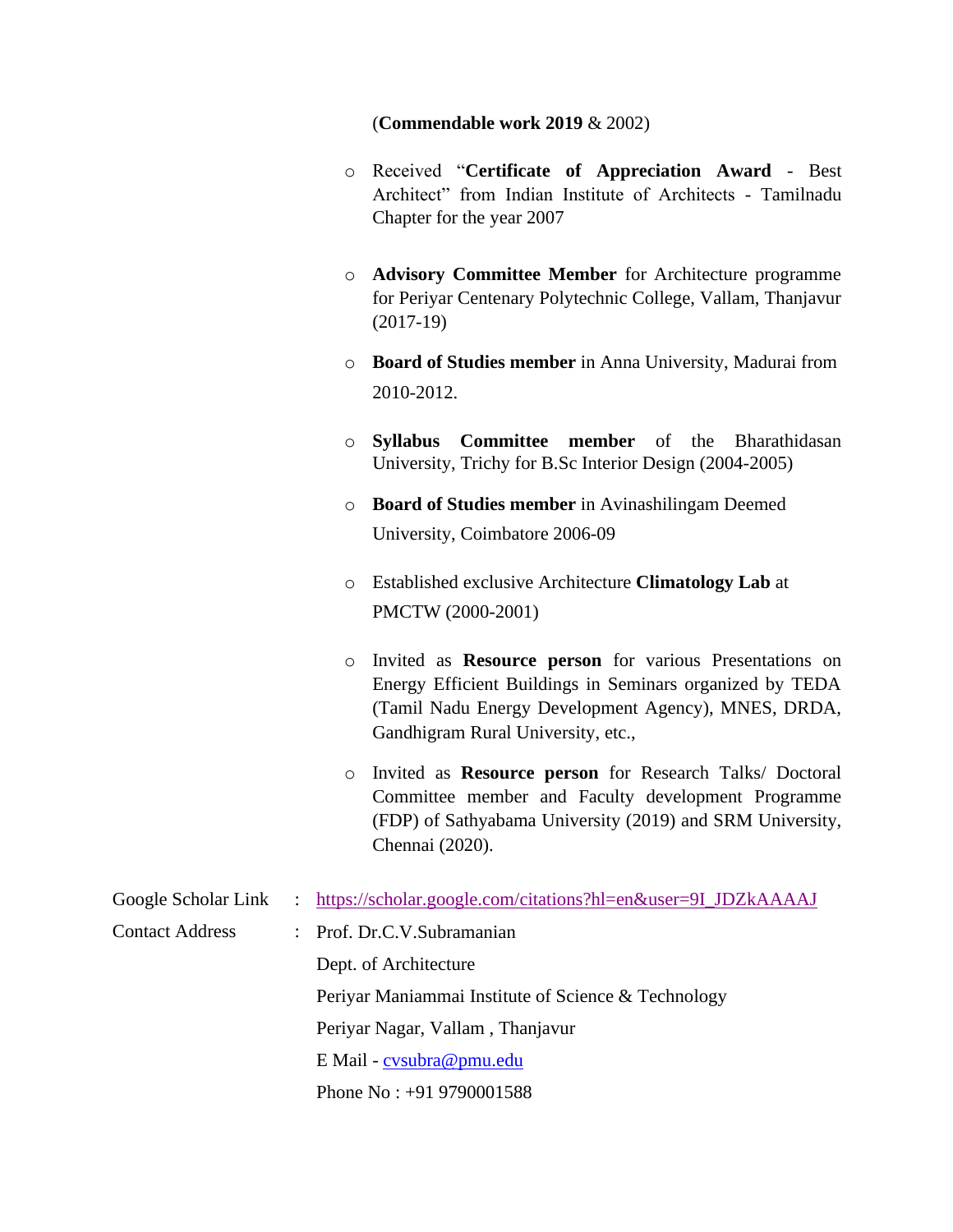(**Commendable work 2019** & 2002)

- Received "**Certificate of Appreciation Award** - Best Architect" from Indian Institute of Architects - Tamilnadu Chapter for the year 2007
- **Advisory Committee Member** for Architecture programme for Periyar Centenary Polytechnic College, Vallam, Thanjavur (2017-19)
- **Board of Studies member** in Anna University, Madurai from 2010-2012.
- **Syllabus Committee member** of the Bharathidasan University, Trichy for B.Sc Interior Design (2004-2005)
- **Board of Studies member** in Avinashilingam Deemed University, Coimbatore 2006-09
- Established exclusive Architecture **Climatology Lab** at PMCTW (2000-2001)
- Invited as **Resource person** for various Presentations on Energy Efficient Buildings in Seminars organized by TEDA (Tamil Nadu Energy Development Agency), MNES, DRDA, Gandhigram Rural University, etc.,
- Invited as **Resource person** for Research Talks/ Doctoral Committee member and Faculty development Programme (FDP) of Sathyabama University (2019) and SRM University, Chennai (2020).

Google Scholar Link : https://scholar.google.com/citations?hl=en&user=9I_JDZkAAAAJ

Contact Address : Prof. Dr.C.V.Subramanian

Dept. of Architecture

Periyar Maniammai Institute of Science & Technology

Periyar Nagar, Vallam , Thanjavur

E Mail - cvsubra@pmu.edu

Phone No : +91 9790001588